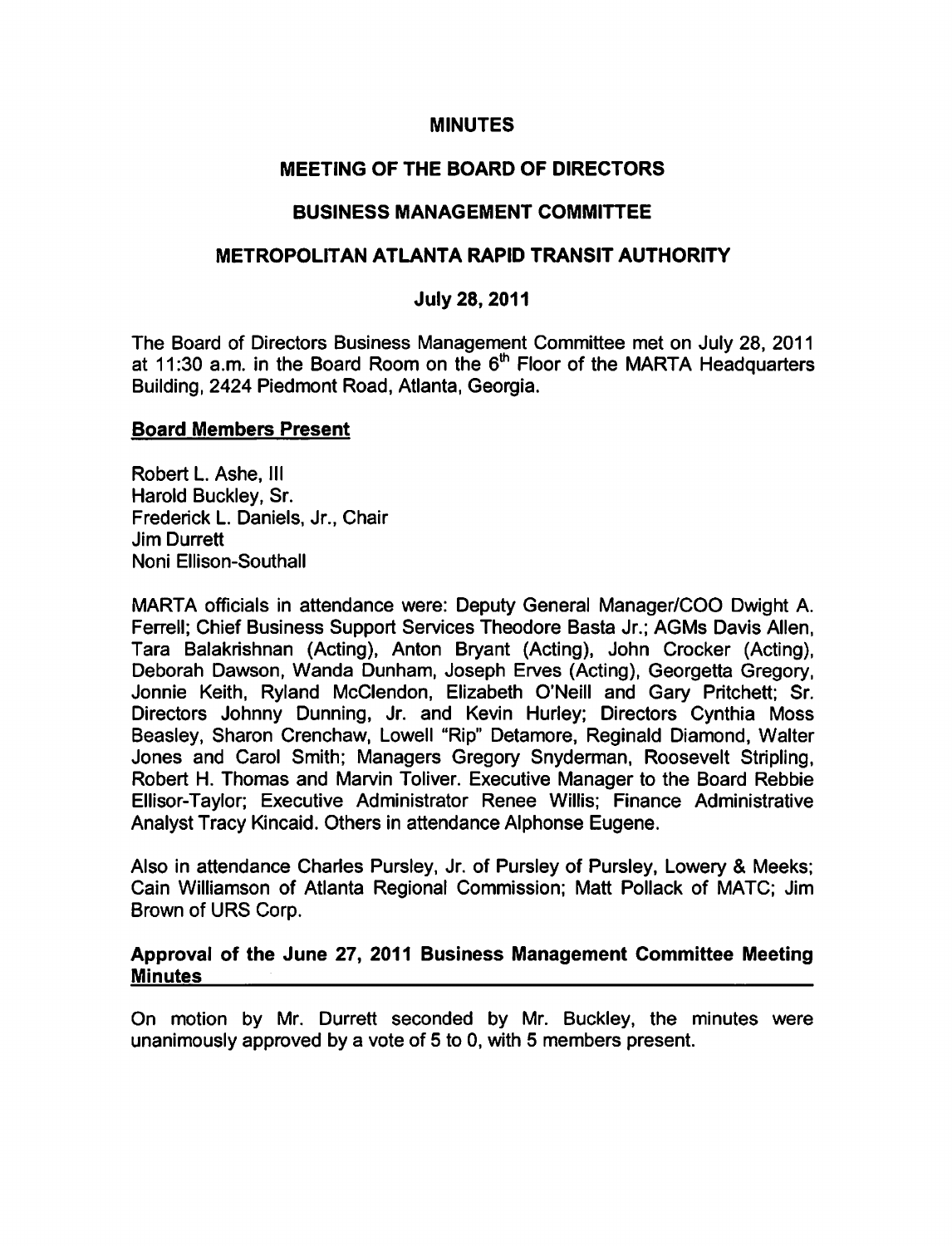# MINUTES

## MEETING OF THE BOARD OF DIRECTORS

## BUSINESS MANAGEMENT COMMITTEE

## METROPOLITAN ATLANTA RAPID TRANSIT AUTHORITY

### July 28, 2011

The Board of Directors Business Management Committee met on July 28, 2011 at 11:30 a.m. in the Board Room on the 6th Floor of the MARTA Headquarters Building, 2424 Piedmont Road, Atlanta, Georgia.

**Board Members Present**

Robert L. Ashe, III
Harold Buckley, Sr.
Frederick L. Daniels, Jr., Chair
Jim Durrett
Noni Ellison-Southall

MARTA officials in attendance were: Deputy General Manager/COO Dwight A. Ferrell; Chief Business Support Services Theodore Basta Jr.; AGMs Davis Allen, Tara Balakrishnan (Acting), Anton Bryant (Acting), John Crocker (Acting), Deborah Dawson, Wanda Dunham, Joseph Erves (Acting), Georgetta Gregory, Jonnie Keith, Ryland McClendon, Elizabeth O'Neill and Gary Pritchett; Sr. Directors Johnny Dunning, Jr. and Kevin Hurley; Directors Cynthia Moss Beasley, Sharon Crenchaw, Lowell "Rip" Detamore, Reginald Diamond, Walter Jones and Carol Smith; Managers Gregory Snyderman, Roosevelt Stripling, Robert H. Thomas and Marvin Toliver. Executive Manager to the Board Rebbie Ellisor-Taylor; Executive Administrator Renee Willis; Finance Administrative Analyst Tracy Kincaid. Others in attendance Alphonse Eugene.

Also in attendance Charles Pursley, Jr. of Pursley of Pursley, Lowery & Meeks; Cain Williamson of Atlanta Regional Commission; Matt Pollack of MATC; Jim Brown of URS Corp.

**Approval of the June 27, 2011 Business Management Committee Meeting Minutes**

On motion by Mr. Durrett seconded by Mr. Buckley, the minutes were unanimously approved by a vote of 5 to 0, with 5 members present.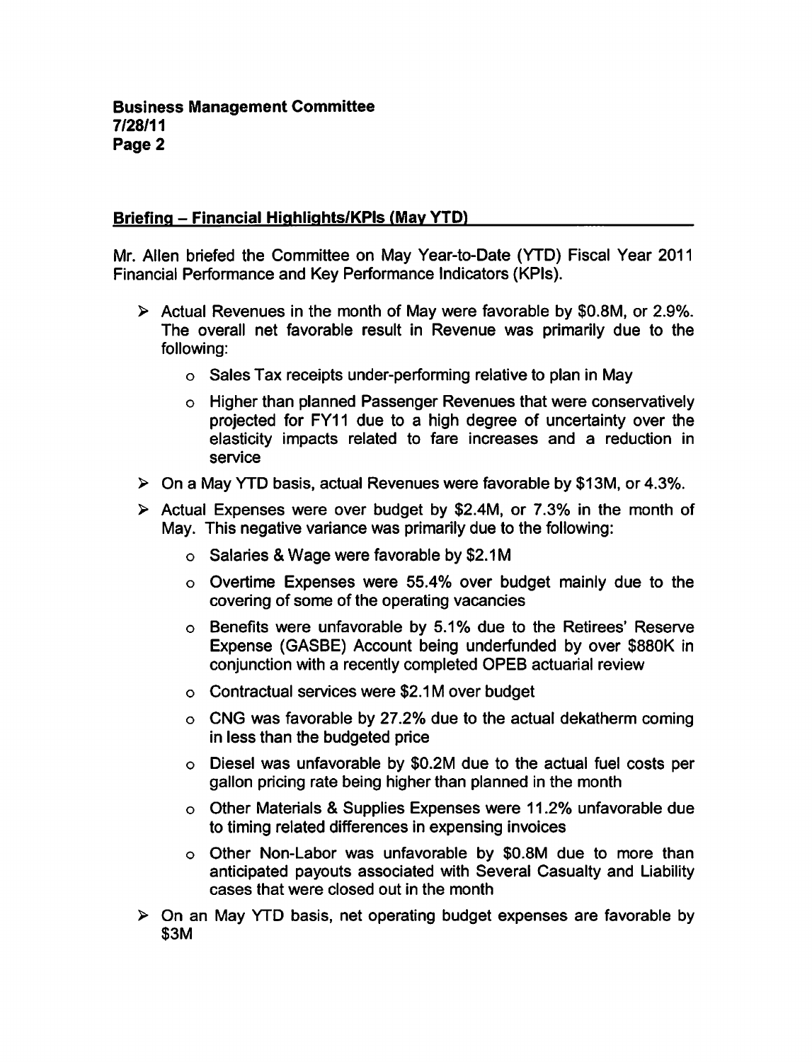**Business Management Committee**
**7/28/11**

## Briefing – Financial Highlights/KPIs (May YTD)

Mr. Allen briefed the Committee on May Year-to-Date (YTD) Fiscal Year 2011 Financial Performance and Key Performance Indicators (KPIs).

- Actual Revenues in the month of May were favorable by $0.8M, or 2.9%. The overall net favorable result in Revenue was primarily due to the following:
  - Sales Tax receipts under-performing relative to plan in May
  - Higher than planned Passenger Revenues that were conservatively projected for FY11 due to a high degree of uncertainty over the elasticity impacts related to fare increases and a reduction in service
- On a May YTD basis, actual Revenues were favorable by $13M, or 4.3%.
- Actual Expenses were over budget by $2.4M, or 7.3% in the month of May. This negative variance was primarily due to the following:
  - Salaries & Wage were favorable by $2.1M
  - Overtime Expenses were 55.4% over budget mainly due to the covering of some of the operating vacancies
  - Benefits were unfavorable by 5.1% due to the Retirees' Reserve Expense (GASBE) Account being underfunded by over $880K in conjunction with a recently completed OPEB actuarial review
  - Contractual services were $2.1M over budget
  - CNG was favorable by 27.2% due to the actual dekatherm coming in less than the budgeted price
  - Diesel was unfavorable by $0.2M due to the actual fuel costs per gallon pricing rate being higher than planned in the month
  - Other Materials & Supplies Expenses were 11.2% unfavorable due to timing related differences in expensing invoices
  - Other Non-Labor was unfavorable by $0.8M due to more than anticipated payouts associated with Several Casualty and Liability cases that were closed out in the month
- On an May YTD basis, net operating budget expenses are favorable by $3M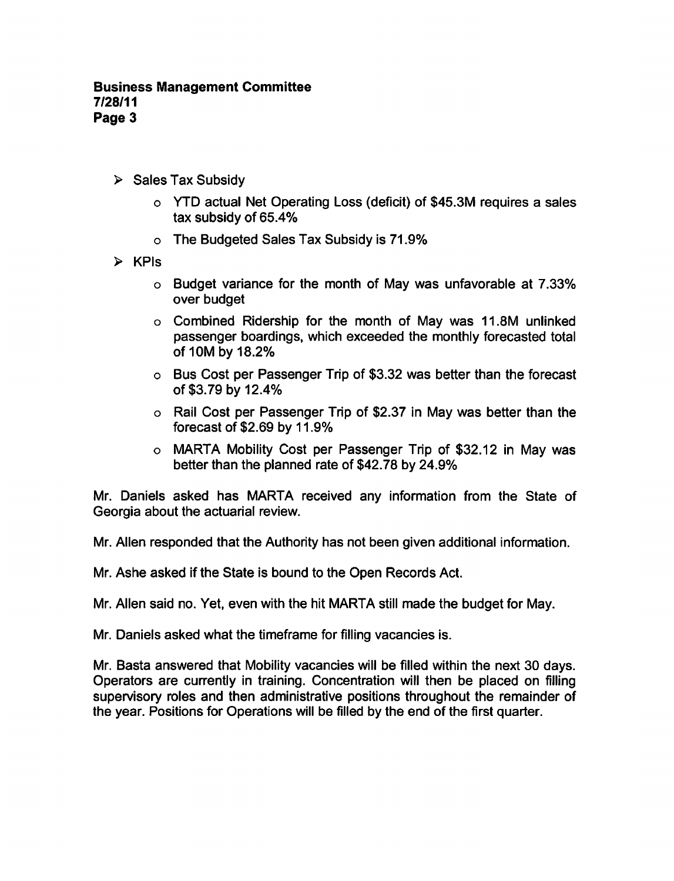- Sales Tax Subsidy
    - YTD actual Net Operating Loss (deficit) of $45.3M requires a sales tax subsidy of 65.4%
    - The Budgeted Sales Tax Subsidy is 71.9%
- KPIs
    - Budget variance for the month of May was unfavorable at 7.33% over budget
    - Combined Ridership for the month of May was 11.8M unlinked passenger boardings, which exceeded the monthly forecasted total of 10M by 18.2%
    - Bus Cost per Passenger Trip of $3.32 was better than the forecast of $3.79 by 12.4%
    - Rail Cost per Passenger Trip of $2.37 in May was better than the forecast of $2.69 by 11.9%
    - MARTA Mobility Cost per Passenger Trip of $32.12 in May was better than the planned rate of $42.78 by 24.9%

Mr. Daniels asked has MARTA received any information from the State of Georgia about the actuarial review.

Mr. Allen responded that the Authority has not been given additional information.

Mr. Ashe asked if the State is bound to the Open Records Act.

Mr. Allen said no. Yet, even with the hit MARTA still made the budget for May.

Mr. Daniels asked what the timeframe for filling vacancies is.

Mr. Basta answered that Mobility vacancies will be filled within the next 30 days. Operators are currently in training. Concentration will then be placed on filling supervisory roles and then administrative positions throughout the remainder of the year. Positions for Operations will be filled by the end of the first quarter.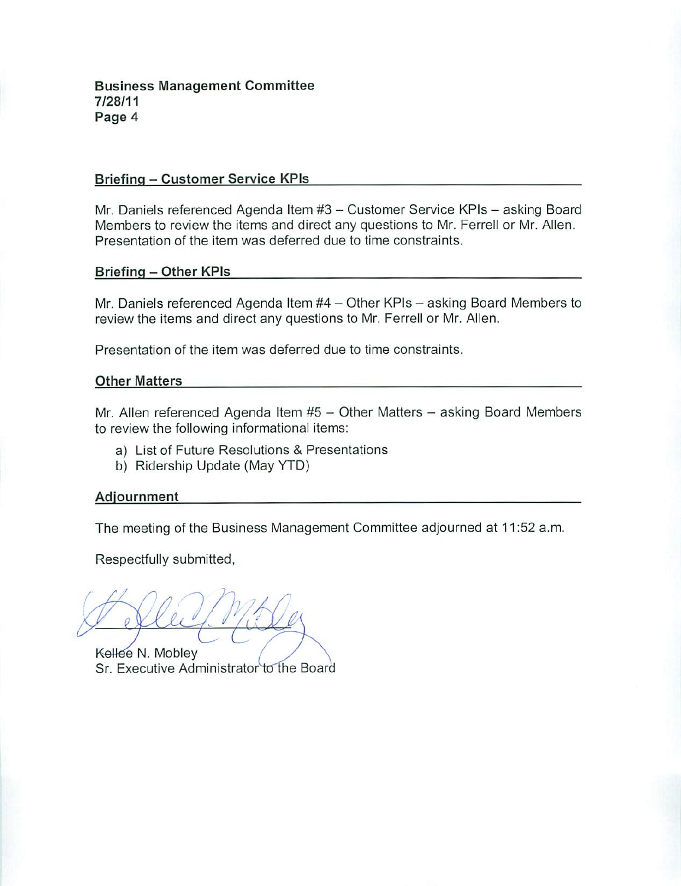### Briefing – Customer Service KPIs

Mr. Daniels referenced Agenda Item #3 – Customer Service KPIs – asking Board Members to review the items and direct any questions to Mr. Ferrell or Mr. Allen. Presentation of the item was deferred due to time constraints.

### Briefing – Other KPIs

Mr. Daniels referenced Agenda Item #4 – Other KPIs – asking Board Members to review the items and direct any questions to Mr. Ferrell or Mr. Allen.

Presentation of the item was deferred due to time constraints.

### Other Matters

Mr. Allen referenced Agenda Item #5 – Other Matters – asking Board Members to review the following informational items:

a) List of Future Resolutions & Presentations
b) Ridership Update (May YTD)

### Adjournment

The meeting of the Business Management Committee adjourned at 11:52 a.m.

Respectfully submitted,

Kellee N. Mobley
Sr. Executive Administrator to the Board